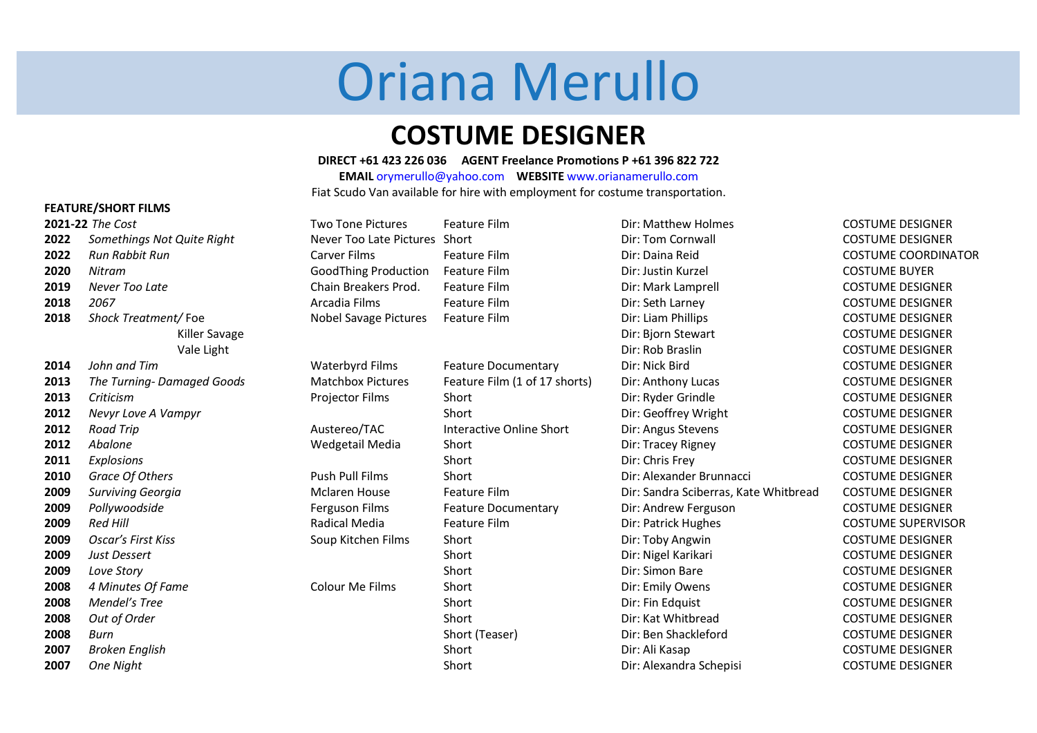# Oriana Merullo

## COSTUME DESIGNER

**DIRECT +61 423 226 036 AGENT Freelance Promotions P +61 396 822 722**

**EMAIL** orymerullo@yahoo.com **WEBSITE** www.orianamerullo.com

Fiat Scudo Van available for hire with employment for costume transportation.

**FEATURE/SHORT FILMS**

| Year | Title | Production | Type | Director | Role |
|---|---|---|---|---|---|
| **2021-22** | *The Cost* | Two Tone Pictures | Feature Film | Dir: Matthew Holmes | COSTUME DESIGNER |
| **2022** | *Somethings Not Quite Right* | Never Too Late Pictures | Short | Dir: Tom Cornwall | COSTUME DESIGNER |
| **2022** | *Run Rabbit Run* | Carver Films | Feature Film | Dir: Daina Reid | COSTUME COORDINATOR |
| **2020** | *Nitram* | GoodThing Production | Feature Film | Dir: Justin Kurzel | COSTUME BUYER |
| **2019** | *Never Too Late* | Chain Breakers Prod. | Feature Film | Dir: Mark Lamprell | COSTUME DESIGNER |
| **2018** | *2067* | Arcadia Films | Feature Film | Dir: Seth Larney | COSTUME DESIGNER |
| **2018** | *Shock Treatment/* Foe | Nobel Savage Pictures | Feature Film | Dir: Liam Phillips | COSTUME DESIGNER |
| | Killer Savage | | | Dir: Bjorn Stewart | COSTUME DESIGNER |
| | Vale Light | | | Dir: Rob Braslin | COSTUME DESIGNER |
| **2014** | *John and Tim* | Waterbyrd Films | Feature Documentary | Dir: Nick Bird | COSTUME DESIGNER |
| **2013** | *The Turning- Damaged Goods* | Matchbox Pictures | Feature Film (1 of 17 shorts) | Dir: Anthony Lucas | COSTUME DESIGNER |
| **2013** | *Criticism* | Projector Films | Short | Dir: Ryder Grindle | COSTUME DESIGNER |
| **2012** | *Nevyr Love A Vampyr* | | Short | Dir: Geoffrey Wright | COSTUME DESIGNER |
| **2012** | *Road Trip* | Austereo/TAC | Interactive Online Short | Dir: Angus Stevens | COSTUME DESIGNER |
| **2012** | *Abalone* | Wedgetail Media | Short | Dir: Tracey Rigney | COSTUME DESIGNER |
| **2011** | *Explosions* | | Short | Dir: Chris Frey | COSTUME DESIGNER |
| **2010** | *Grace Of Others* | Push Pull Films | Short | Dir: Alexander Brunnacci | COSTUME DESIGNER |
| **2009** | *Surviving Georgia* | Mclaren House | Feature Film | Dir: Sandra Sciberras, Kate Whitbread | COSTUME DESIGNER |
| **2009** | *Pollywoodside* | Ferguson Films | Feature Documentary | Dir: Andrew Ferguson | COSTUME DESIGNER |
| **2009** | *Red Hill* | Radical Media | Feature Film | Dir: Patrick Hughes | COSTUME SUPERVISOR |
| **2009** | *Oscar's First Kiss* | Soup Kitchen Films | Short | Dir: Toby Angwin | COSTUME DESIGNER |
| **2009** | *Just Dessert* | | Short | Dir: Nigel Karikari | COSTUME DESIGNER |
| **2009** | *Love Story* | | Short | Dir: Simon Bare | COSTUME DESIGNER |
| **2008** | *4 Minutes Of Fame* | Colour Me Films | Short | Dir: Emily Owens | COSTUME DESIGNER |
| **2008** | *Mendel's Tree* | | Short | Dir: Fin Edquist | COSTUME DESIGNER |
| **2008** | *Out of Order* | | Short | Dir: Kat Whitbread | COSTUME DESIGNER |
| **2008** | *Burn* | | Short (Teaser) | Dir: Ben Shackleford | COSTUME DESIGNER |
| **2007** | *Broken English* | | Short | Dir: Ali Kasap | COSTUME DESIGNER |
| **2007** | *One Night* | | Short | Dir: Alexandra Schepisi | COSTUME DESIGNER |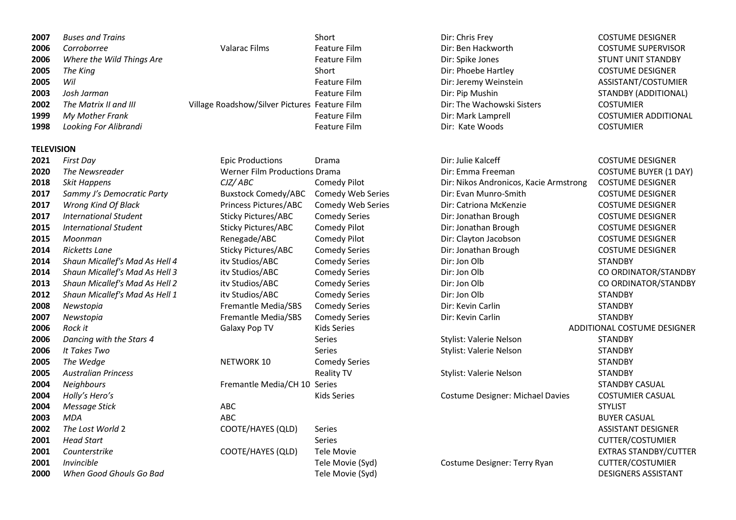| | | | | | |
|---|---|---|---|---|---|
| **2007** | *Buses and Trains* | | Short | Dir: Chris Frey | COSTUME DESIGNER |
| **2006** | *Corroborree* | Valarac Films | Feature Film | Dir: Ben Hackworth | COSTUME SUPERVISOR |
| **2006** | *Where the Wild Things Are* | | Feature Film | Dir: Spike Jones | STUNT UNIT STANDBY |
| **2005** | *The King* | | Short | Dir: Phoebe Hartley | COSTUME DESIGNER |
| **2005** | *Wil* | | Feature Film | Dir: Jeremy Weinstein | ASSISTANT/COSTUMIER |
| **2003** | *Josh Jarman* | | Feature Film | Dir: Pip Mushin | STANDBY (ADDITIONAL) |
| **2002** | *The Matrix II and III* | Village Roadshow/Silver Pictures | Feature Film | Dir: The Wachowski Sisters | COSTUMIER |
| **1999** | *My Mother Frank* | | Feature Film | Dir: Mark Lamprell | COSTUMIER ADDITIONAL |
| **1998** | *Looking For Alibrandi* | | Feature Film | Dir: Kate Woods | COSTUMIER |

**TELEVISION**

| | | | | | |
|---|---|---|---|---|---|
| **2021** | *First Day* | Epic Productions | Drama | Dir: Julie Kalceff | COSTUME DESIGNER |
| **2020** | *The Newsreader* | Werner Film Productions | Drama | Dir: Emma Freeman | COSTUME BUYER (1 DAY) |
| **2018** | *Skit Happens* | *CJZ/ ABC* | Comedy Pilot | Dir: Nikos Andronicos, Kacie Armstrong | COSTUME DESIGNER |
| **2017** | *Sammy J's Democratic Party* | Buxstock Comedy/ABC | Comedy Web Series | Dir: Evan Munro-Smith | COSTUME DESIGNER |
| **2017** | *Wrong Kind Of Black* | Princess Pictures/ABC | Comedy Web Series | Dir: Catriona McKenzie | COSTUME DESIGNER |
| **2017** | *International Student* | Sticky Pictures/ABC | Comedy Series | Dir: Jonathan Brough | COSTUME DESIGNER |
| **2015** | *International Student* | Sticky Pictures/ABC | Comedy Pilot | Dir: Jonathan Brough | COSTUME DESIGNER |
| **2015** | *Moonman* | Renegade/ABC | Comedy Pilot | Dir: Clayton Jacobson | COSTUME DESIGNER |
| **2014** | *Ricketts Lane* | Sticky Pictures/ABC | Comedy Series | Dir: Jonathan Brough | COSTUME DESIGNER |
| **2014** | *Shaun Micallef's Mad As Hell 4* | itv Studios/ABC | Comedy Series | Dir: Jon Olb | STANDBY |
| **2014** | *Shaun Micallef's Mad As Hell 3* | itv Studios/ABC | Comedy Series | Dir: Jon Olb | CO ORDINATOR/STANDBY |
| **2013** | *Shaun Micallef's Mad As Hell 2* | itv Studios/ABC | Comedy Series | Dir: Jon Olb | CO ORDINATOR/STANDBY |
| **2012** | *Shaun Micallef's Mad As Hell 1* | itv Studios/ABC | Comedy Series | Dir: Jon Olb | STANDBY |
| **2008** | *Newstopia* | Fremantle Media/SBS | Comedy Series | Dir: Kevin Carlin | STANDBY |
| **2007** | *Newstopia* | Fremantle Media/SBS | Comedy Series | Dir: Kevin Carlin | STANDBY |
| **2006** | *Rock it* | Galaxy Pop TV | Kids Series | | ADDITIONAL COSTUME DESIGNER |
| **2006** | *Dancing with the Stars 4* | | Series | Stylist: Valerie Nelson | STANDBY |
| **2006** | *It Takes Two* | | Series | Stylist: Valerie Nelson | STANDBY |
| **2005** | *The Wedge* | NETWORK 10 | Comedy Series | | STANDBY |
| **2005** | *Australian Princess* | | Reality TV | Stylist: Valerie Nelson | STANDBY |
| **2004** | *Neighbours* | Fremantle Media/CH 10 | Series | | STANDBY CASUAL |
| **2004** | *Holly's Hero's* | | Kids Series | Costume Designer: Michael Davies | COSTUMIER CASUAL |
| **2004** | *Message Stick* | ABC | | | STYLIST |
| **2003** | *MDA* | ABC | | | BUYER CASUAL |
| **2002** | *The Lost World* 2 | COOTE/HAYES (QLD) | Series | | ASSISTANT DESIGNER |
| **2001** | *Head Start* | | Series | | CUTTER/COSTUMIER |
| **2001** | *Counterstrike* | COOTE/HAYES (QLD) | Tele Movie | | EXTRAS STANDBY/CUTTER |
| **2001** | *Invincible* | | Tele Movie (Syd) | Costume Designer: Terry Ryan | CUTTER/COSTUMIER |
| **2000** | *When Good Ghouls Go Bad* | | Tele Movie (Syd) | | DESIGNERS ASSISTANT |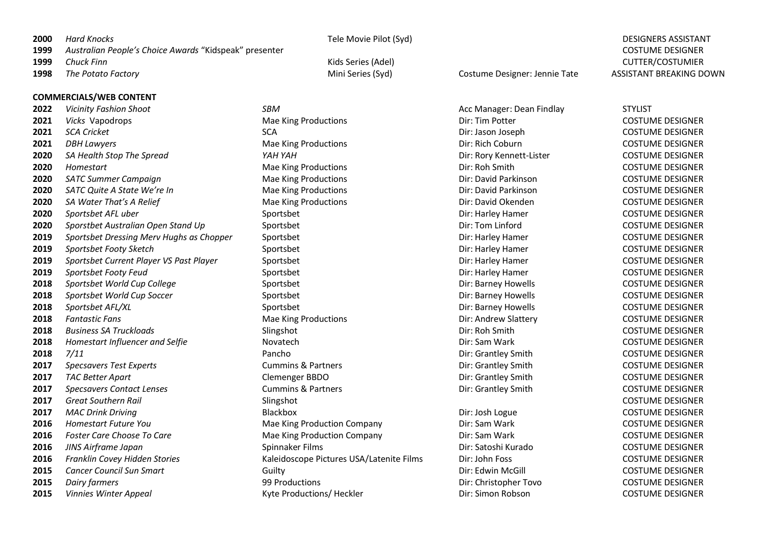| | | | | |
|---|---|---|---|---|
| **2000** | *Hard Knocks* | Tele Movie Pilot (Syd) | | DESIGNERS ASSISTANT |
| **1999** | *Australian People's Choice Awards* "Kidspeak" presenter | | | COSTUME DESIGNER |
| **1999** | *Chuck Finn* | Kids Series (Adel) | | CUTTER/COSTUMIER |
| **1998** | *The Potato Factory* | Mini Series (Syd) | Costume Designer: Jennie Tate | ASSISTANT BREAKING DOWN |

**COMMERCIALS/WEB CONTENT**

| | | | | |
|---|---|---|---|---|
| **2022** | *Vicinity Fashion Shoot* | *SBM* | Acc Manager: Dean Findlay | STYLIST |
| **2021** | *Vicks* Vapodrops | Mae King Productions | Dir: Tim Potter | COSTUME DESIGNER |
| **2021** | *SCA Cricket* | SCA | Dir: Jason Joseph | COSTUME DESIGNER |
| **2021** | *DBH Lawyers* | Mae King Productions | Dir: Rich Coburn | COSTUME DESIGNER |
| **2020** | *SA Health Stop The Spread* | *YAH YAH* | Dir: Rory Kennett-Lister | COSTUME DESIGNER |
| **2020** | *Homestart* | Mae King Productions | Dir: Roh Smith | COSTUME DESIGNER |
| **2020** | *SATC Summer Campaign* | Mae King Productions | Dir: David Parkinson | COSTUME DESIGNER |
| **2020** | *SATC Quite A State We're In* | Mae King Productions | Dir: David Parkinson | COSTUME DESIGNER |
| **2020** | *SA Water That's A Relief* | Mae King Productions | Dir: David Okenden | COSTUME DESIGNER |
| **2020** | *Sportsbet AFL uber* | Sportsbet | Dir: Harley Hamer | COSTUME DESIGNER |
| **2020** | *Sporstbet Australian Open Stand Up* | Sportsbet | Dir: Tom Linford | COSTUME DESIGNER |
| **2019** | *Sportsbet Dressing Merv Hughs as Chopper* | Sportsbet | Dir: Harley Hamer | COSTUME DESIGNER |
| **2019** | *Sportsbet Footy Sketch* | Sportsbet | Dir: Harley Hamer | COSTUME DESIGNER |
| **2019** | *Sportsbet Current Player VS Past Player* | Sportsbet | Dir: Harley Hamer | COSTUME DESIGNER |
| **2019** | *Sportsbet Footy Feud* | Sportsbet | Dir: Harley Hamer | COSTUME DESIGNER |
| **2018** | *Sportsbet World Cup College* | Sportsbet | Dir: Barney Howells | COSTUME DESIGNER |
| **2018** | *Sportsbet World Cup Soccer* | Sportsbet | Dir: Barney Howells | COSTUME DESIGNER |
| **2018** | *Sportsbet AFL/XL* | Sportsbet | Dir: Barney Howells | COSTUME DESIGNER |
| **2018** | *Fantastic Fans* | Mae King Productions | Dir: Andrew Slattery | COSTUME DESIGNER |
| **2018** | *Business SA Truckloads* | Slingshot | Dir: Roh Smith | COSTUME DESIGNER |
| **2018** | *Homestart Influencer and Selfie* | Novatech | Dir: Sam Wark | COSTUME DESIGNER |
| **2018** | *7/11* | Pancho | Dir: Grantley Smith | COSTUME DESIGNER |
| **2017** | *Specsavers Test Experts* | Cummins & Partners | Dir: Grantley Smith | COSTUME DESIGNER |
| **2017** | *TAC Better Apart* | Clemenger BBDO | Dir: Grantley Smith | COSTUME DESIGNER |
| **2017** | *Specsavers Contact Lenses* | Cummins & Partners | Dir: Grantley Smith | COSTUME DESIGNER |
| **2017** | *Great Southern Rail* | Slingshot | | COSTUME DESIGNER |
| **2017** | *MAC Drink Driving* | Blackbox | Dir: Josh Logue | COSTUME DESIGNER |
| **2016** | *Homestart Future You* | Mae King Production Company | Dir: Sam Wark | COSTUME DESIGNER |
| **2016** | *Foster Care Choose To Care* | Mae King Production Company | Dir: Sam Wark | COSTUME DESIGNER |
| **2016** | *JINS Airframe Japan* | Spinnaker Films | Dir: Satoshi Kurado | COSTUME DESIGNER |
| **2016** | *Franklin Covey Hidden Stories* | Kaleidoscope Pictures USA/Latenite Films | Dir: John Foss | COSTUME DESIGNER |
| **2015** | *Cancer Council Sun Smart* | Guilty | Dir: Edwin McGill | COSTUME DESIGNER |
| **2015** | *Dairy farmers* | 99 Productions | Dir: Christopher Tovo | COSTUME DESIGNER |
| **2015** | *Vinnies Winter Appeal* | Kyte Productions/ Heckler | Dir: Simon Robson | COSTUME DESIGNER |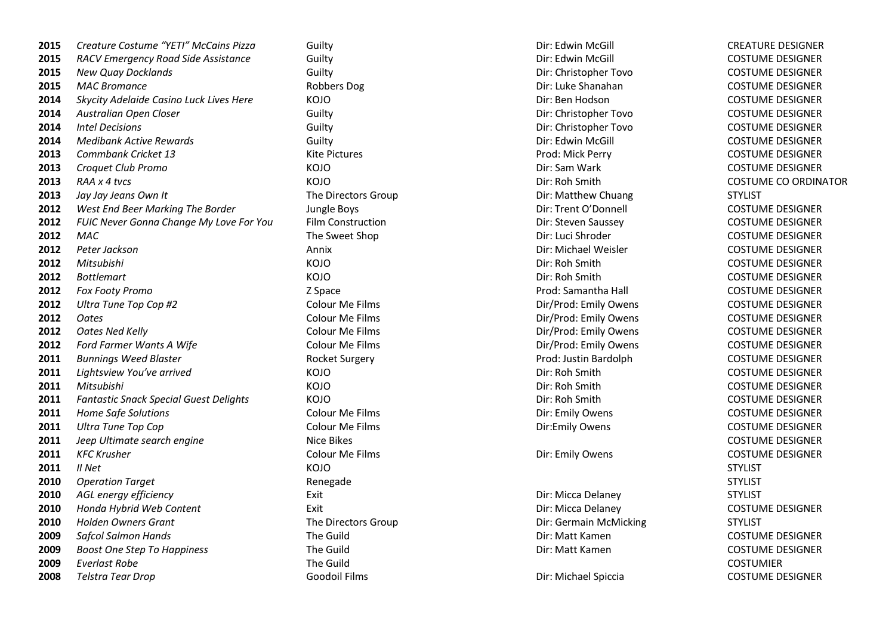| | | | | |
|---|---|---|---|---|
| **2015** | *Creature Costume "YETI" McCains Pizza* | Guilty | Dir: Edwin McGill | CREATURE DESIGNER |
| **2015** | *RACV Emergency Road Side Assistance* | Guilty | Dir: Edwin McGill | COSTUME DESIGNER |
| **2015** | *New Quay Docklands* | Guilty | Dir: Christopher Tovo | COSTUME DESIGNER |
| **2015** | *MAC Bromance* | Robbers Dog | Dir: Luke Shanahan | COSTUME DESIGNER |
| **2014** | *Skycity Adelaide Casino Luck Lives Here* | KOJO | Dir: Ben Hodson | COSTUME DESIGNER |
| **2014** | *Australian Open Closer* | Guilty | Dir: Christopher Tovo | COSTUME DESIGNER |
| **2014** | *Intel Decisions* | Guilty | Dir: Christopher Tovo | COSTUME DESIGNER |
| **2014** | *Medibank Active Rewards* | Guilty | Dir: Edwin McGill | COSTUME DESIGNER |
| **2013** | *Commbank Cricket 13* | Kite Pictures | Prod: Mick Perry | COSTUME DESIGNER |
| **2013** | *Croquet Club Promo* | KOJO | Dir: Sam Wark | COSTUME DESIGNER |
| **2013** | *RAA x 4 tvcs* | KOJO | Dir: Roh Smith | COSTUME CO ORDINATOR |
| **2013** | *Jay Jay Jeans Own It* | The Directors Group | Dir: Matthew Chuang | STYLIST |
| **2012** | *West End Beer Marking The Border* | Jungle Boys | Dir: Trent O'Donnell | COSTUME DESIGNER |
| **2012** | *FUIC Never Gonna Change My Love For You* | Film Construction | Dir: Steven Saussey | COSTUME DESIGNER |
| **2012** | *MAC* | The Sweet Shop | Dir: Luci Shroder | COSTUME DESIGNER |
| **2012** | *Peter Jackson* | Annix | Dir: Michael Weisler | COSTUME DESIGNER |
| **2012** | *Mitsubishi* | KOJO | Dir: Roh Smith | COSTUME DESIGNER |
| **2012** | *Bottlemart* | KOJO | Dir: Roh Smith | COSTUME DESIGNER |
| **2012** | *Fox Footy Promo* | Z Space | Prod: Samantha Hall | COSTUME DESIGNER |
| **2012** | *Ultra Tune Top Cop #2* | Colour Me Films | Dir/Prod: Emily Owens | COSTUME DESIGNER |
| **2012** | *Oates* | Colour Me Films | Dir/Prod: Emily Owens | COSTUME DESIGNER |
| **2012** | *Oates Ned Kelly* | Colour Me Films | Dir/Prod: Emily Owens | COSTUME DESIGNER |
| **2012** | *Ford Farmer Wants A Wife* | Colour Me Films | Dir/Prod: Emily Owens | COSTUME DESIGNER |
| **2011** | *Bunnings Weed Blaster* | Rocket Surgery | Prod: Justin Bardolph | COSTUME DESIGNER |
| **2011** | *Lightsview You've arrived* | KOJO | Dir: Roh Smith | COSTUME DESIGNER |
| **2011** | *Mitsubishi* | KOJO | Dir: Roh Smith | COSTUME DESIGNER |
| **2011** | *Fantastic Snack Special Guest Delights* | KOJO | Dir: Roh Smith | COSTUME DESIGNER |
| **2011** | *Home Safe Solutions* | Colour Me Films | Dir: Emily Owens | COSTUME DESIGNER |
| **2011** | *Ultra Tune Top Cop* | Colour Me Films | Dir:Emily Owens | COSTUME DESIGNER |
| **2011** | *Jeep Ultimate search engine* | Nice Bikes | | COSTUME DESIGNER |
| **2011** | *KFC Krusher* | Colour Me Films | Dir: Emily Owens | COSTUME DESIGNER |
| **2011** | *Il Net* | KOJO | | STYLIST |
| **2010** | *Operation Target* | Renegade | | STYLIST |
| **2010** | *AGL energy efficiency* | Exit | Dir: Micca Delaney | STYLIST |
| **2010** | *Honda Hybrid Web Content* | Exit | Dir: Micca Delaney | COSTUME DESIGNER |
| **2010** | *Holden Owners Grant* | The Directors Group | Dir: Germain McMicking | STYLIST |
| **2009** | *Safcol Salmon Hands* | The Guild | Dir: Matt Kamen | COSTUME DESIGNER |
| **2009** | *Boost One Step To Happiness* | The Guild | Dir: Matt Kamen | COSTUME DESIGNER |
| **2009** | *Everlast Robe* | The Guild | | COSTUMIER |
| **2008** | *Telstra Tear Drop* | Goodoil Films | Dir: Michael Spiccia | COSTUME DESIGNER |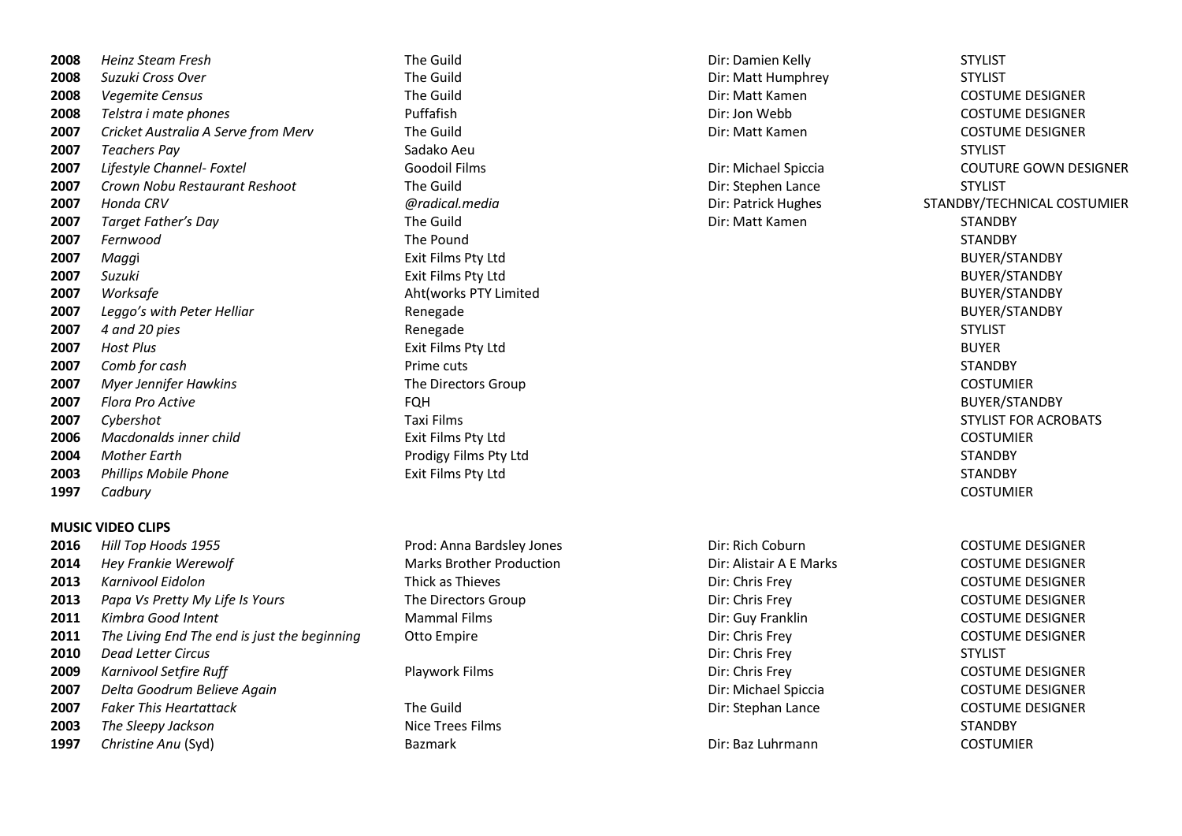| | | | | |
|---|---|---|---|---|
| **2008** | *Heinz Steam Fresh* | The Guild | Dir: Damien Kelly | STYLIST |
| **2008** | *Suzuki Cross Over* | The Guild | Dir: Matt Humphrey | STYLIST |
| **2008** | *Vegemite Census* | The Guild | Dir: Matt Kamen | COSTUME DESIGNER |
| **2008** | *Telstra i mate phones* | Puffafish | Dir: Jon Webb | COSTUME DESIGNER |
| **2007** | *Cricket Australia A Serve from Merv* | The Guild | Dir: Matt Kamen | COSTUME DESIGNER |
| **2007** | *Teachers Pay* | Sadako Aeu | | STYLIST |
| **2007** | *Lifestyle Channel- Foxtel* | Goodoil Films | Dir: Michael Spiccia | COUTURE GOWN DESIGNER |
| **2007** | *Crown Nobu Restaurant Reshoot* | The Guild | Dir: Stephen Lance | STYLIST |
| **2007** | *Honda CRV* | *@radical.media* | Dir: Patrick Hughes | STANDBY/TECHNICAL COSTUMIER |
| **2007** | *Target Father's Day* | The Guild | Dir: Matt Kamen | STANDBY |
| **2007** | *Fernwood* | The Pound | | STANDBY |
| **2007** | *Maggi* | Exit Films Pty Ltd | | BUYER/STANDBY |
| **2007** | *Suzuki* | Exit Films Pty Ltd | | BUYER/STANDBY |
| **2007** | *Worksafe* | Aht(works PTY Limited | | BUYER/STANDBY |
| **2007** | *Leggo's with Peter Helliar* | Renegade | | BUYER/STANDBY |
| **2007** | *4 and 20 pies* | Renegade | | STYLIST |
| **2007** | *Host Plus* | Exit Films Pty Ltd | | BUYER |
| **2007** | *Comb for cash* | Prime cuts | | STANDBY |
| **2007** | *Myer Jennifer Hawkins* | The Directors Group | | COSTUMIER |
| **2007** | *Flora Pro Active* | FQH | | BUYER/STANDBY |
| **2007** | *Cybershot* | Taxi Films | | STYLIST FOR ACROBATS |
| **2006** | *Macdonalds inner child* | Exit Films Pty Ltd | | COSTUMIER |
| **2004** | *Mother Earth* | Prodigy Films Pty Ltd | | STANDBY |
| **2003** | *Phillips Mobile Phone* | Exit Films Pty Ltd | | STANDBY |
| **1997** | *Cadbury* | | | COSTUMIER |

**MUSIC VIDEO CLIPS**

| | | | | |
|---|---|---|---|---|
| **2016** | *Hill Top Hoods 1955* | Prod: Anna Bardsley Jones | Dir: Rich Coburn | COSTUME DESIGNER |
| **2014** | *Hey Frankie Werewolf* | Marks Brother Production | Dir: Alistair A E Marks | COSTUME DESIGNER |
| **2013** | *Karnivool Eidolon* | Thick as Thieves | Dir: Chris Frey | COSTUME DESIGNER |
| **2013** | *Papa Vs Pretty My Life Is Yours* | The Directors Group | Dir: Chris Frey | COSTUME DESIGNER |
| **2011** | *Kimbra Good Intent* | Mammal Films | Dir: Guy Franklin | COSTUME DESIGNER |
| **2011** | *The Living End The end is just the beginning* | Otto Empire | Dir: Chris Frey | COSTUME DESIGNER |
| **2010** | *Dead Letter Circus* | | Dir: Chris Frey | STYLIST |
| **2009** | *Karnivool Setfire Ruff* | Playwork Films | Dir: Chris Frey | COSTUME DESIGNER |
| **2007** | *Delta Goodrum Believe Again* | | Dir: Michael Spiccia | COSTUME DESIGNER |
| **2007** | *Faker This Heartattack* | The Guild | Dir: Stephan Lance | COSTUME DESIGNER |
| **2003** | *The Sleepy Jackson* | Nice Trees Films | | STANDBY |
| **1997** | *Christine Anu* (Syd) | Bazmark | Dir: Baz Luhrmann | COSTUMIER |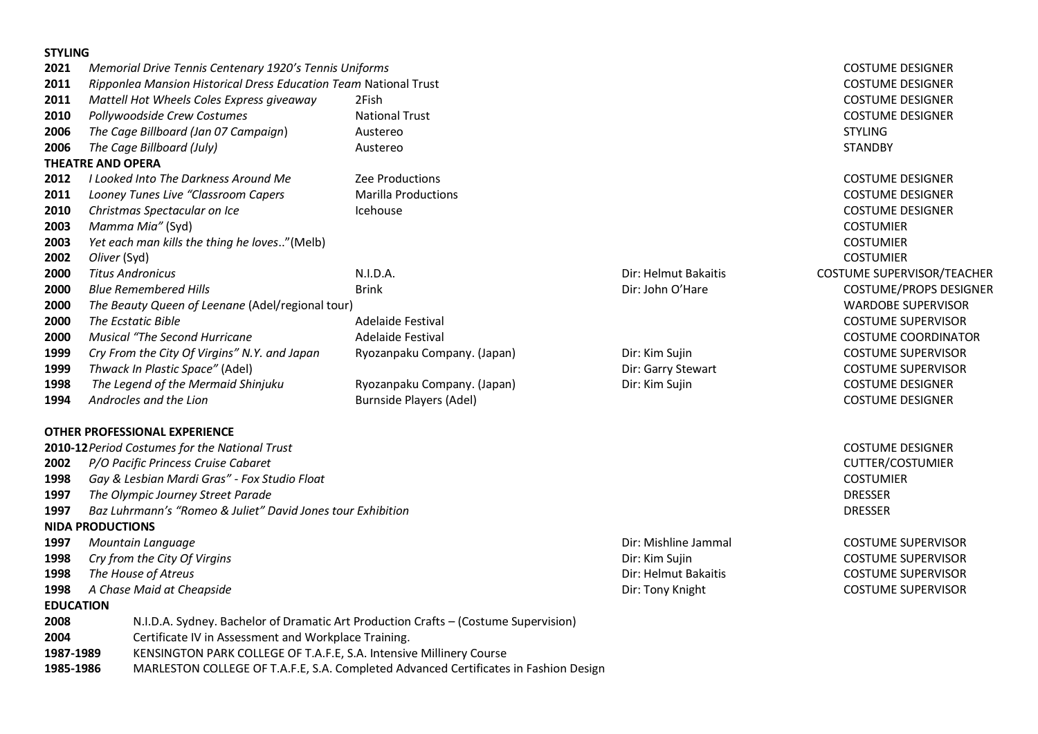**STYLING**

| | | | | |
|---|---|---|---|---|
| **2021** | *Memorial Drive Tennis Centenary 1920's Tennis Uniforms* | | | COSTUME DESIGNER |
| **2011** | *Ripponlea Mansion Historical Dress Education Team* National Trust | | | COSTUME DESIGNER |
| **2011** | *Mattell Hot Wheels Coles Express giveaway* | 2Fish | | COSTUME DESIGNER |
| **2010** | *Pollywoodside Crew Costumes* | National Trust | | COSTUME DESIGNER |
| **2006** | *The Cage Billboard (Jan 07 Campaign*) | Austereo | | STYLING |
| **2006** | *The Cage Billboard (July)* | Austereo | | STANDBY |

**THEATRE AND OPERA**

| | | | | |
|---|---|---|---|---|
| **2012** | *I Looked Into The Darkness Around Me* | Zee Productions | | COSTUME DESIGNER |
| **2011** | *Looney Tunes Live "Classroom Capers* | Marilla Productions | | COSTUME DESIGNER |
| **2010** | *Christmas Spectacular on Ice* | Icehouse | | COSTUME DESIGNER |
| **2003** | *Mamma Mia"* (Syd) | | | COSTUMIER |
| **2003** | *Yet each man kills the thing he loves*.."(Melb) | | | COSTUMIER |
| **2002** | *Oliver* (Syd) | | | COSTUMIER |
| **2000** | *Titus Andronicus* | N.I.D.A. | Dir: Helmut Bakaitis | COSTUME SUPERVISOR/TEACHER |
| **2000** | *Blue Remembered Hills* | Brink | Dir: John O'Hare | COSTUME/PROPS DESIGNER |
| **2000** | *The Beauty Queen of Leenane* (Adel/regional tour) | | | WARDOBE SUPERVISOR |
| **2000** | *The Ecstatic Bible* | Adelaide Festival | | COSTUME SUPERVISOR |
| **2000** | *Musical "The Second Hurricane* | Adelaide Festival | | COSTUME COORDINATOR |
| **1999** | *Cry From the City Of Virgins" N.Y. and Japan* | Ryozanpaku Company. (Japan) | Dir: Kim Sujin | COSTUME SUPERVISOR |
| **1999** | *Thwack In Plastic Space"* (Adel) | | Dir: Garry Stewart | COSTUME SUPERVISOR |
| **1998** | *The Legend of the Mermaid Shinjuku* | Ryozanpaku Company. (Japan) | Dir: Kim Sujin | COSTUME DESIGNER |
| **1994** | *Androcles and the Lion* | Burnside Players (Adel) | | COSTUME DESIGNER |

**OTHER PROFESSIONAL EXPERIENCE**

| | | | | |
|---|---|---|---|---|
| **2010-12** | *Period Costumes for the National Trust* | | | COSTUME DESIGNER |
| **2002** | *P/O Pacific Princess Cruise Cabaret* | | | CUTTER/COSTUMIER |
| **1998** | *Gay & Lesbian Mardi Gras" - Fox Studio Float* | | | COSTUMIER |
| **1997** | *The Olympic Journey Street Parade* | | | DRESSER |
| **1997** | *Baz Luhrmann's "Romeo & Juliet" David Jones tour Exhibition* | | | DRESSER |

**NIDA PRODUCTIONS**

| | | | | |
|---|---|---|---|---|
| **1997** | *Mountain Language* | | Dir: Mishline Jammal | COSTUME SUPERVISOR |
| **1998** | *Cry from the City Of Virgins* | | Dir: Kim Sujin | COSTUME SUPERVISOR |
| **1998** | *The House of Atreus* | | Dir: Helmut Bakaitis | COSTUME SUPERVISOR |
| **1998** | *A Chase Maid at Cheapside* | | Dir: Tony Knight | COSTUME SUPERVISOR |

**EDUCATION**

| | |
|---|---|
| **2008** | N.I.D.A. Sydney. Bachelor of Dramatic Art Production Crafts – (Costume Supervision) |
| **2004** | Certificate IV in Assessment and Workplace Training. |
| **1987-1989** | KENSINGTON PARK COLLEGE OF T.A.F.E, S.A. Intensive Millinery Course |
| **1985-1986** | MARLESTON COLLEGE OF T.A.F.E, S.A. Completed Advanced Certificates in Fashion Design |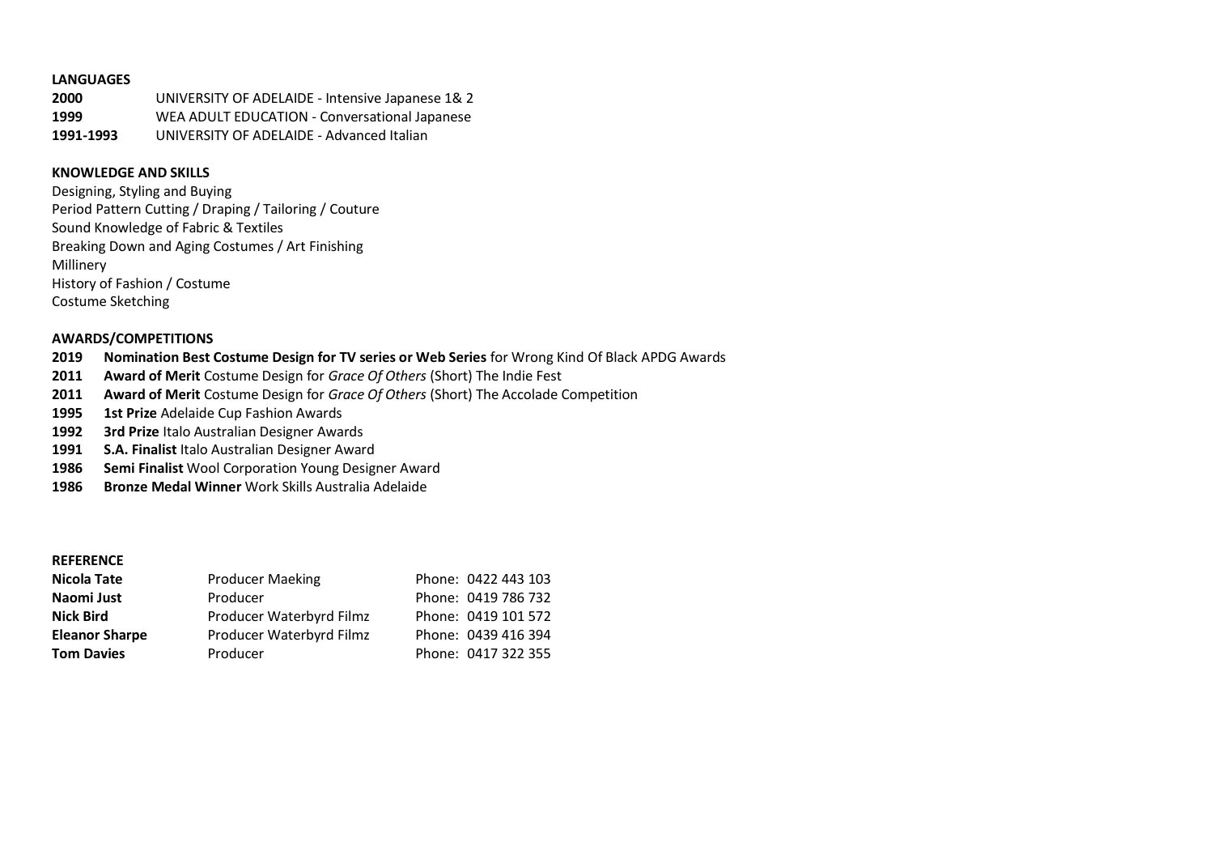## LANGUAGES

| | |
|---|---|
| **2000** | UNIVERSITY OF ADELAIDE - Intensive Japanese 1& 2 |
| **1999** | WEA ADULT EDUCATION - Conversational Japanese |
| **1991-1993** | UNIVERSITY OF ADELAIDE - Advanced Italian |

## KNOWLEDGE AND SKILLS

Designing, Styling and Buying
Period Pattern Cutting / Draping / Tailoring / Couture
Sound Knowledge of Fabric & Textiles
Breaking Down and Aging Costumes / Art Finishing
Millinery
History of Fashion / Costume
Costume Sketching

## AWARDS/COMPETITIONS

**2019** **Nomination Best Costume Design for TV series or Web Series** for Wrong Kind Of Black APDG Awards
**2011** **Award of Merit** Costume Design for *Grace Of Others* (Short) The Indie Fest
**2011** **Award of Merit** Costume Design for *Grace Of Others* (Short) The Accolade Competition
**1995** **1st Prize** Adelaide Cup Fashion Awards
**1992** **3rd Prize** Italo Australian Designer Awards
**1991** **S.A. Finalist** Italo Australian Designer Award
**1986** **Semi Finalist** Wool Corporation Young Designer Award
**1986** **Bronze Medal Winner** Work Skills Australia Adelaide

## REFERENCE

| | | |
|---|---|---|
| **Nicola Tate** | Producer Maeking | Phone: 0422 443 103 |
| **Naomi Just** | Producer | Phone: 0419 786 732 |
| **Nick Bird** | Producer Waterbyrd Filmz | Phone: 0419 101 572 |
| **Eleanor Sharpe** | Producer Waterbyrd Filmz | Phone: 0439 416 394 |
| **Tom Davies** | Producer | Phone: 0417 322 355 |